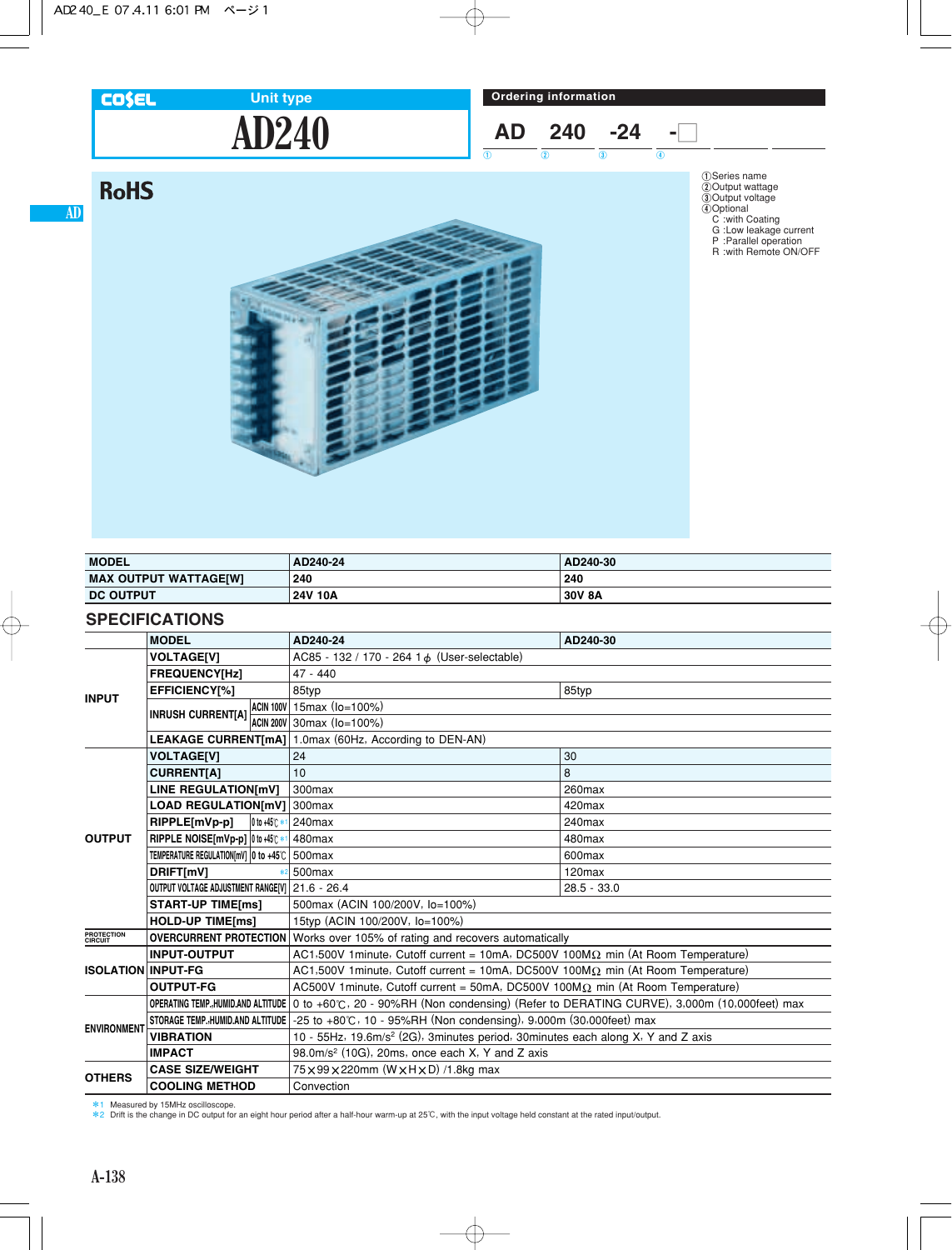COSEL Unit type

# AD240

RoHS

## Ordering information

AD 240 -24 -□

① ② ③ ④

①Series name
②Output wattage
③Output voltage
④Optional
 C :with Coating
 G :Low leakage current
 P :Parallel operation
 R :with Remote ON/OFF

| MODEL | AD240-24 | AD240-30 |
|---|---|---|
| MAX OUTPUT WATTAGE[W] | 240 | 240 |
| DC OUTPUT | 24V 10A | 30V 8A |

## SPECIFICATIONS

| | MODEL | | AD240-24 | AD240-30 |
|---|---|---|---|---|
| INPUT | VOLTAGE[V] | | AC85 - 132 / 170 - 264 1φ (User-selectable) | |
| | FREQUENCY[Hz] | | 47 - 440 | |
| | EFFICIENCY[%] | | 85typ | 85typ |
| | INRUSH CURRENT[A] | ACIN 100V | 15max (Io=100%) | |
| | | ACIN 200V | 30max (Io=100%) | |
| | LEAKAGE CURRENT[mA] | | 1.0max (60Hz, According to DEN-AN) | |
| OUTPUT | VOLTAGE[V] | | 24 | 30 |
| | CURRENT[A] | | 10 | 8 |
| | LINE REGULATION[mV] | | 300max | 260max |
| | LOAD REGULATION[mV] | | 300max | 420max |
| | RIPPLE[mVp-p] | 0 to +45℃ *1 | 240max | 240max |
| | RIPPLE NOISE[mVp-p] | 0 to +45℃ *1 | 480max | 480max |
| | TEMPERATURE REGULATION[mV] | 0 to +45℃ | 500max | 600max |
| | DRIFT[mV] | *2 | 500max | 120max |
| | OUTPUT VOLTAGE ADJUSTMENT RANGE[V] | | 21.6 - 26.4 | 28.5 - 33.0 |
| | START-UP TIME[ms] | | 500max (ACIN 100/200V, Io=100%) | |
| | HOLD-UP TIME[ms] | | 15typ (ACIN 100/200V, Io=100%) | |
| PROTECTION CIRCUIT | OVERCURRENT PROTECTION | | Works over 105% of rating and recovers automatically | |
| ISOLATION | INPUT-OUTPUT | | AC1,500V 1minute, Cutoff current = 10mA, DC500V 100MΩ min (At Room Temperature) | |
| | INPUT-FG | | AC1,500V 1minute, Cutoff current = 10mA, DC500V 100MΩ min (At Room Temperature) | |
| | OUTPUT-FG | | AC500V 1minute, Cutoff current = 50mA, DC500V 100MΩ min (At Room Temperature) | |
| ENVIRONMENT | OPERATING TEMP.,HUMID.AND ALTITUDE | | 0 to +60℃, 20 - 90%RH (Non condensing) (Refer to DERATING CURVE), 3,000m (10,000feet) max | |
| | STORAGE TEMP.,HUMID.AND ALTITUDE | | -25 to +80℃, 10 - 95%RH (Non condensing), 9,000m (30,000feet) max | |
| | VIBRATION | | 10 - 55Hz, 19.6m/s² (2G), 3minutes period, 30minutes each along X, Y and Z axis | |
| | IMPACT | | 98.0m/s² (10G), 20ms, once each X, Y and Z axis | |
| OTHERS | CASE SIZE/WEIGHT | | 75×99×220mm (W×H×D) /1.8kg max | |
| | COOLING METHOD | | Convection | |

*1 Measured by 15MHz oscilloscope.
*2 Drift is the change in DC output for an eight hour period after a half-hour warm-up at 25℃, with the input voltage held constant at the rated input/output.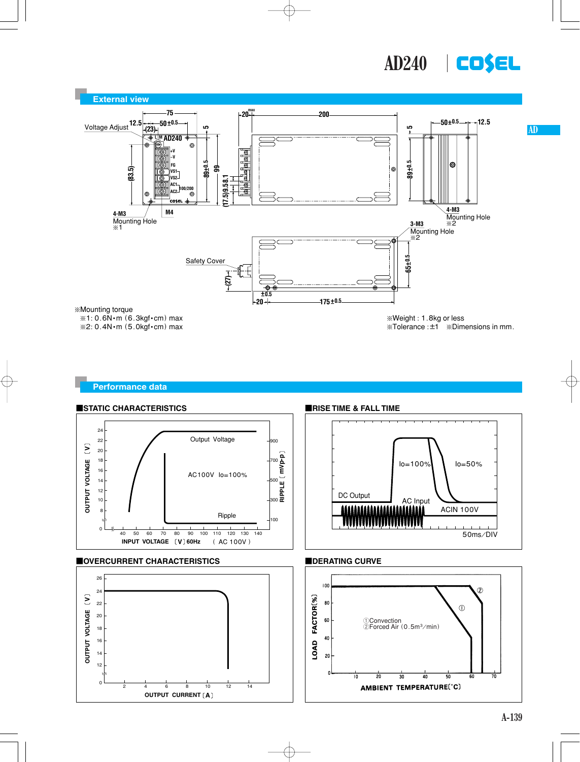# AD240

## External view

Voltage Adjust

4-M3 Mounting Hole ※1

M4

Safety Cover

4-M3 Mounting Hole ※2

3-M3 Mounting Hole ※2

※Mounting torque
※1: 0.6N･m (6.3kgf･cm) max
※2: 0.4N･m (5.0kgf･cm) max

※Weight : 1.8kg or less
※Tolerance : ±1 ※Dimensions in mm.

## Performance data

### ■STATIC CHARACTERISTICS

Output Voltage

AC100V Io=100%

Ripple

OUTPUT VOLTAGE [V]

RIPPLE [mVp-p]

INPUT VOLTAGE [V] 60Hz (AC 100V)

### ■RISE TIME & FALL TIME

DC Output

Io=100%

Io=50%

AC Input

ACIN 100V

50ms/DIV

### ■OVERCURRENT CHARACTERISTICS

OUTPUT VOLTAGE [V]

OUTPUT CURRENT [A]

### ■DERATING CURVE

①Convection
②Forced Air (0.5m³/min)

LOAD FACTOR [%]

AMBIENT TEMPERATURE [°C]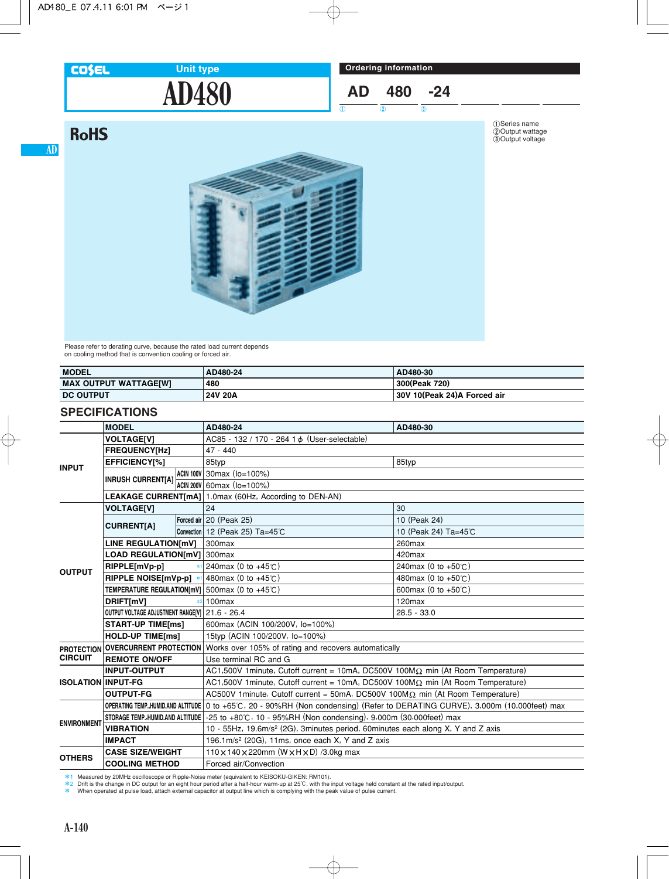COSEL Unit type

# AD480

## Ordering information

AD 480 -24

① ② ③

①Series name
②Output wattage
③Output voltage

RoHS

Please refer to derating curve, because the rated load current depends on cooling method that is convention cooling or forced air.

| MODEL | AD480-24 | AD480-30 |
|---|---|---|
| MAX OUTPUT WATTAGE[W] | 480 | 300(Peak 720) |
| DC OUTPUT | 24V 20A | 30V 10(Peak 24)A Forced air |

## SPECIFICATIONS

| | MODEL | | AD480-24 | AD480-30 |
|---|---|---|---|---|
| INPUT | VOLTAGE[V] | | AC85 - 132 / 170 - 264 1φ (User-selectable) | |
| | FREQUENCY[Hz] | | 47 - 440 | |
| | EFFICIENCY[%] | | 85typ | 85typ |
| | INRUSH CURRENT[A] | ACIN 100V | 30max (Io=100%) | |
| | | ACIN 200V | 60max (Io=100%) | |
| | LEAKAGE CURRENT[mA] | | 1.0max (60Hz, According to DEN-AN) | |
| OUTPUT | VOLTAGE[V] | | 24 | 30 |
| | CURRENT[A] | Forced air | 20 (Peak 25) | 10 (Peak 24) |
| | | Convection | 12 (Peak 25) Ta=45℃ | 10 (Peak 24) Ta=45℃ |
| | LINE REGULATION[mV] | | 300max | 260max |
| | LOAD REGULATION[mV] | | 300max | 420max |
| | RIPPLE[mVp-p] | *1 | 240max (0 to +45℃) | 240max (0 to +50℃) |
| | RIPPLE NOISE[mVp-p] | *1 | 480max (0 to +45℃) | 480max (0 to +50℃) |
| | TEMPERATURE REGULATION[mV] | | 500max (0 to +45℃) | 600max (0 to +50℃) |
| | DRIFT[mV] | *2 | 100max | 120max |
| | OUTPUT VOLTAGE ADJUSTMENT RANGE[V] | | 21.6 - 26.4 | 28.5 - 33.0 |
| | START-UP TIME[ms] | | 600max (ACIN 100/200V, Io=100%) | |
| | HOLD-UP TIME[ms] | | 15typ (ACIN 100/200V, Io=100%) | |
| PROTECTION CIRCUIT | OVERCURRENT PROTECTION | | Works over 105% of rating and recovers automatically | |
| | REMOTE ON/OFF | | Use terminal RC and G | |
| ISOLATION | INPUT-OUTPUT | | AC1,500V 1minute, Cutoff current = 10mA, DC500V 100MΩ min (At Room Temperature) | |
| | INPUT-FG | | AC1,500V 1minute, Cutoff current = 10mA, DC500V 100MΩ min (At Room Temperature) | |
| | OUTPUT-FG | | AC500V 1minute, Cutoff current = 50mA, DC500V 100MΩ min (At Room Temperature) | |
| ENVIRONMENT | OPERATING TEMP.,HUMID.AND ALTITUDE | | 0 to +65℃, 20 - 90%RH (Non condensing) (Refer to DERATING CURVE), 3,000m (10,000feet) max | |
| | STORAGE TEMP.,HUMID.AND ALTITUDE | | -25 to +80℃, 10 - 95%RH (Non condensing), 9,000m (30,000feet) max | |
| | VIBRATION | | 10 - 55Hz, 19.6m/s² (2G), 3minutes period, 60minutes each along X, Y and Z axis | |
| | IMPACT | | 196.1m/s² (20G), 11ms, once each X, Y and Z axis | |
| OTHERS | CASE SIZE/WEIGHT | | 110×140×220mm (W×H×D) /3.0kg max | |
| | COOLING METHOD | | Forced air/Convection | |

*1 Measured by 20MHz oscilloscope or Ripple-Noise meter (equivalent to KEISOKU-GIKEN: RM101).
*2 Drift is the change in DC output for an eight hour period after a half-hour warm-up at 25℃, with the input voltage held constant at the rated input/output.
* When operated at pulse load, attach external capacitor at output line which is complying with the peak value of pulse current.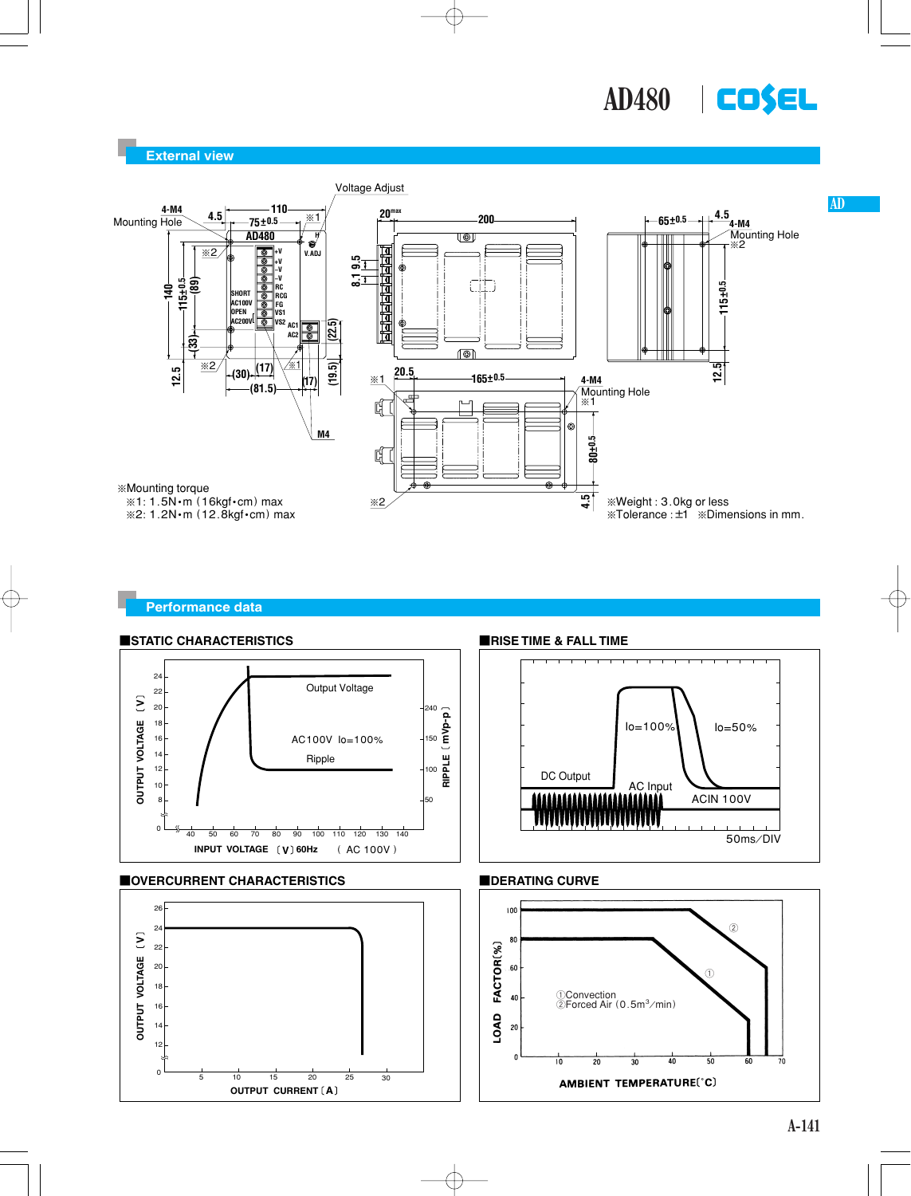# AD480

## External view

※Mounting torque
※1: 1.5N・m (16kgf・cm) max
※2: 1.2N・m (12.8kgf・cm) max

※Weight : 3.0kg or less
※Tolerance : ±1 ※Dimensions in mm.

## Performance data

### ■STATIC CHARACTERISTICS

### ■RISE TIME & FALL TIME

### ■OVERCURRENT CHARACTERISTICS

### ■DERATING CURVE

①Convection
②Forced Air (0.5$m^3$/min)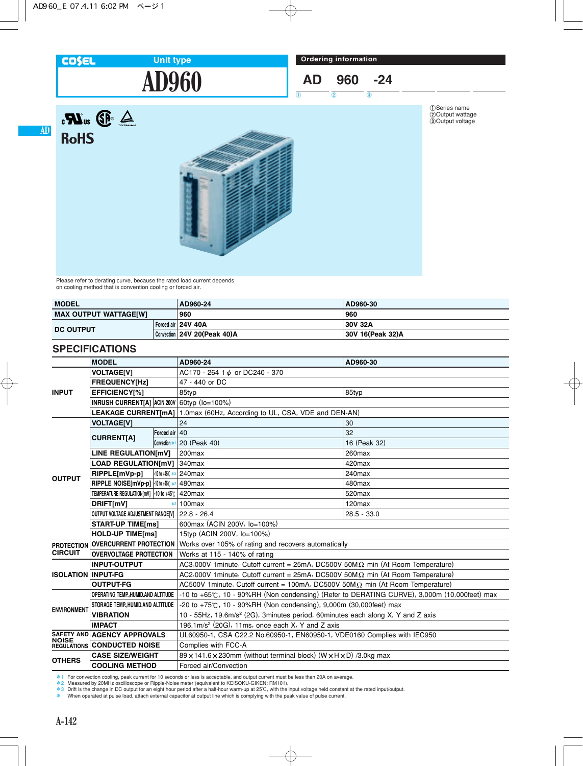# COSEL Unit type AD960

**Ordering information**

AD 960 -24
① ② ③

①Series name
②Output wattage
③Output voltage

RoHS

Please refer to derating curve, because the rated load current depends on cooling method that is convention cooling or forced air.

| MODEL | | AD960-24 | AD960-30 |
|---|---|---|---|
| MAX OUTPUT WATTAGE[W] | | 960 | 960 |
| DC OUTPUT | Forced air | 24V 40A | 30V 32A |
| | Convection | 24V 20(Peak 40)A | 30V 16(Peak 32)A |

## SPECIFICATIONS

| | MODEL | | AD960-24 | AD960-30 |
|---|---|---|---|---|
| INPUT | VOLTAGE[V] | | AC170 - 264 1 ϕ or DC240 - 370 | |
| | FREQUENCY[Hz] | | 47 - 440 or DC | |
| | EFFICIENCY[%] | | 85typ | 85typ |
| | INRUSH CURRENT[A] | ACIN 200V | 60typ (Io=100%) | |
| | LEAKAGE CURRENT[mA] | | 1.0max (60Hz, According to UL, CSA, VDE and DEN-AN) | |
| OUTPUT | VOLTAGE[V] | | 24 | 30 |
| | CURRENT[A] | Forced air | 40 | 32 |
| | | Convection *1 | 20 (Peak 40) | 16 (Peak 32) |
| | LINE REGULATION[mV] | | 200max | 260max |
| | LOAD REGULATION[mV] | | 340max | 420max |
| | RIPPLE[mVp-p] | -10 to +45℃ *2 | 240max | 240max |
| | RIPPLE NOISE[mVp-p] | -10 to +45℃ *2 | 480max | 480max |
| | TEMPERATURE REGULATION[mV] | -10 to +45℃ | 420max | 520max |
| | DRIFT[mV] | *3 | 100max | 120max |
| | OUTPUT VOLTAGE ADJUSTMENT RANGE[V] | | 22.8 - 26.4 | 28.5 - 33.0 |
| | START-UP TIME[ms] | | 600max (ACIN 200V, Io=100%) | |
| | HOLD-UP TIME[ms] | | 15typ (ACIN 200V, Io=100%) | |
| PROTECTION CIRCUIT | OVERCURRENT PROTECTION | | Works over 105% of rating and recovers automatically | |
| | OVERVOLTAGE PROTECTION | | Works at 115 - 140% of rating | |
| ISOLATION | INPUT-OUTPUT | | AC3,000V 1minute, Cutoff current = 25mA, DC500V 50MΩ min (At Room Temperature) | |
| | INPUT-FG | | AC2,000V 1minute, Cutoff current = 25mA, DC500V 50MΩ min (At Room Temperature) | |
| | OUTPUT-FG | | AC500V 1minute, Cutoff current = 100mA, DC500V 50MΩ min (At Room Temperature) | |
| ENVIRONMENT | OPERATING TEMP.,HUMID.AND ALTITUDE | | -10 to +65℃, 10 - 90%RH (Non condensing) (Refer to DERATING CURVE), 3,000m (10,000feet) max | |
| | STORAGE TEMP.,HUMID.AND ALTITUDE | | -20 to +75℃, 10 - 90%RH (Non condensing), 9,000m (30,000feet) max | |
| | VIBRATION | | 10 - 55Hz, 19.6m/s$^2$ (2G), 3minutes period, 60minutes each along X, Y and Z axis | |
| | IMPACT | | 196.1m/s$^2$ (20G), 11ms, once each X, Y and Z axis | |
| SAFETY AND NOISE REGULATIONS | AGENCY APPROVALS | | UL60950-1, CSA C22.2 No.60950-1, EN60950-1, VDE0160 Complies with IEC950 | |
| | CONDUCTED NOISE | | Complies with FCC-A | |
| OTHERS | CASE SIZE/WEIGHT | | 89×141.6×230mm (without terminal block) (W×H×D) /3.0kg max | |
| | COOLING METHOD | | Forced air/Convection | |

*1 For convection cooling, peak current for 10 seconds or less is acceptable, and output current must be less than 20A on average.
*2 Measured by 20MHz oscilloscope or Ripple-Noise meter (equivalent to KEISOKU-GIKEN: RM101).
*3 Drift is the change in DC output for an eight hour period after a half-hour warm-up at 25℃, with the input voltage held constant at the rated input/output.
* When operated at pulse load, attach external capacitor at output line which is complying with the peak value of pulse current.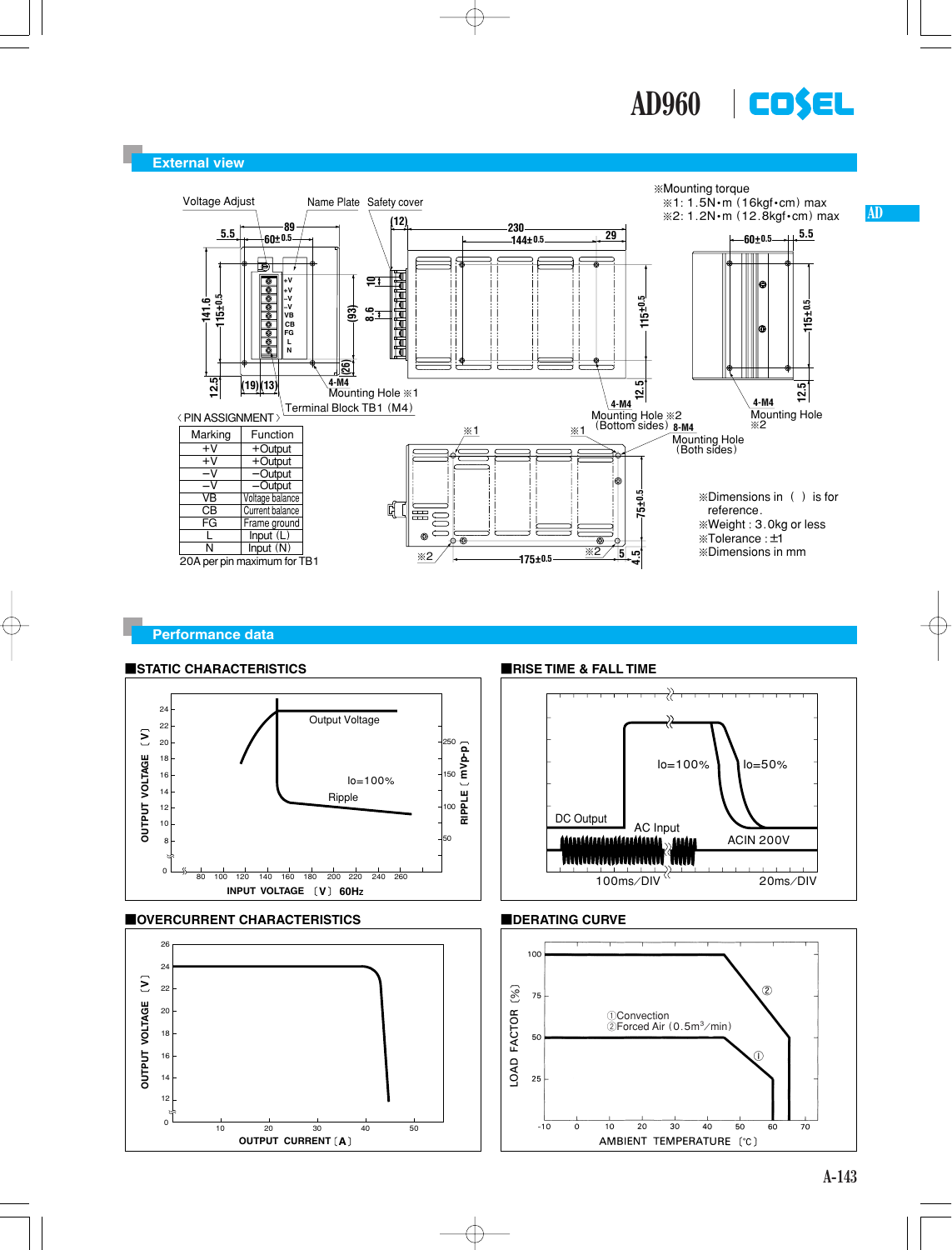# AD960

COSEL

## External view

※Mounting torque
※1: 1.5N•m (16kgf•cm) max
※2: 1.2N•m (12.8kgf•cm) max

Voltage Adjust
Name Plate
Safety cover
Mounting Hole ※1
Terminal Block TB1 (M4)
Mounting Hole ※2 (Bottom sides)
Mounting Hole (Both sides)
Mounting Hole ※2

〈PIN ASSIGNMENT〉

| Marking | Function |
|---|---|
| +V | +Output |
| +V | +Output |
| −V | −Output |
| −V | −Output |
| VB | Voltage balance |
| CB | Current balance |
| FG | Frame ground |
| L | Input (L) |
| N | Input (N) |

20A per pin maximum for TB1

※Dimensions in ( ) is for reference.
※Weight : 3.0kg or less
※Tolerance : ±1
※Dimensions in mm

## Performance data

### ■STATIC CHARACTERISTICS

OUTPUT VOLTAGE [V]
RIPPLE [mVp-p]
INPUT VOLTAGE [V] 60Hz
Output Voltage
Io=100%
Ripple

### ■RISE TIME & FALL TIME

Io=100%
Io=50%
DC Output
AC Input
ACIN 200V
100ms/DIV
20ms/DIV

### ■OVERCURRENT CHARACTERISTICS

OUTPUT VOLTAGE [V]
OUTPUT CURRENT [A]

### ■DERATING CURVE

LOAD FACTOR [%]
AMBIENT TEMPERATURE [℃]
①Convection
②Forced Air (0.5m³/min)